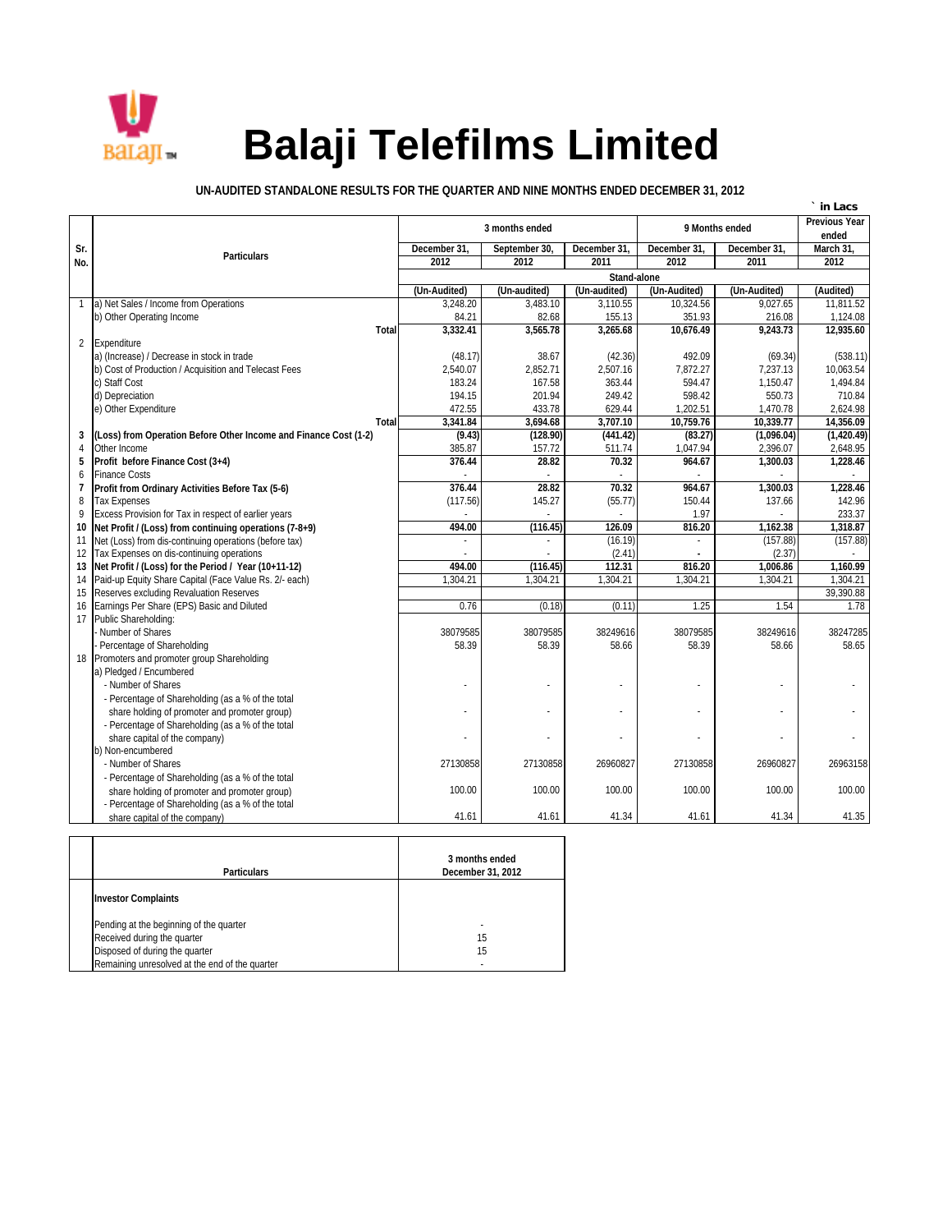# Balaji Telefilms Limited

**UN-AUDITED STANDALONE RESULTS FOR THE QUARTER AND NINE MONTHS ENDED DECEMBER 31, 2012**

` in Lacs

| Sr. No. | Particulars | 3 months ended | | | 9 Months ended | | Previous Year ended |
|---|---|---|---|---|---|---|---|
| | | December 31, 2012 | September 30, 2012 | December 31, 2011 | December 31, 2012 | December 31, 2011 | March 31, 2012 |
| | | Stand-alone | | | | | |
| | | (Un-Audited) | (Un-audited) | (Un-audited) | (Un-Audited) | (Un-Audited) | (Audited) |
| 1 | a) Net Sales / Income from Operations | 3,248.20 | 3,483.10 | 3,110.55 | 10,324.56 | 9,027.65 | 11,811.52 |
| | b) Other Operating Income | 84.21 | 82.68 | 155.13 | 351.93 | 216.08 | 1,124.08 |
| | **Total** | **3,332.41** | **3,565.78** | **3,265.68** | **10,676.49** | **9,243.73** | **12,935.60** |
| 2 | Expenditure | | | | | | |
| | a) (Increase) / Decrease in stock in trade | (48.17) | 38.67 | (42.36) | 492.09 | (69.34) | (538.11) |
| | b) Cost of Production / Acquisition and Telecast Fees | 2,540.07 | 2,852.71 | 2,507.16 | 7,872.27 | 7,237.13 | 10,063.54 |
| | c) Staff Cost | 183.24 | 167.58 | 363.44 | 594.47 | 1,150.47 | 1,494.84 |
| | d) Depreciation | 194.15 | 201.94 | 249.42 | 598.42 | 550.73 | 710.84 |
| | e) Other Expenditure | 472.55 | 433.78 | 629.44 | 1,202.51 | 1,470.78 | 2,624.98 |
| | **Total** | **3,341.84** | **3,694.68** | **3,707.10** | **10,759.76** | **10,339.77** | **14,356.09** |
| **3** | **(Loss) from Operation Before Other Income and Finance Cost (1-2)** | **(9.43)** | **(128.90)** | **(441.42)** | **(83.27)** | **(1,096.04)** | **(1,420.49)** |
| 4 | Other Income | 385.87 | 157.72 | 511.74 | 1,047.94 | 2,396.07 | 2,648.95 |
| **5** | **Profit before Finance Cost (3+4)** | **376.44** | **28.82** | **70.32** | **964.67** | **1,300.03** | **1,228.46** |
| 6 | Finance Costs | - | - | - | - | - | - |
| **7** | **Profit from Ordinary Activities Before Tax (5-6)** | **376.44** | **28.82** | **70.32** | **964.67** | **1,300.03** | **1,228.46** |
| 8 | Tax Expenses | (117.56) | 145.27 | (55.77) | 150.44 | 137.66 | 142.96 |
| 9 | Excess Provision for Tax in respect of earlier years | - | - | - | 1.97 | - | 233.37 |
| **10** | **Net Profit / (Loss) from continuing operations (7-8+9)** | **494.00** | **(116.45)** | **126.09** | **816.20** | **1,162.38** | **1,318.87** |
| 11 | Net (Loss) from dis-continuing operations (before tax) | - | - | (16.19) | - | (157.88) | (157.88) |
| 12 | Tax Expenses on dis-continuing operations | - | - | (2.41) | - | (2.37) | - |
| **13** | **Net Profit / (Loss) for the Period / Year (10+11-12)** | **494.00** | **(116.45)** | **112.31** | **816.20** | **1,006.86** | **1,160.99** |
| 14 | Paid-up Equity Share Capital (Face Value Rs. 2/- each) | 1,304.21 | 1,304.21 | 1,304.21 | 1,304.21 | 1,304.21 | 1,304.21 |
| 15 | Reserves excluding Revaluation Reserves | | | | | | 39,390.88 |
| 16 | Earnings Per Share (EPS) Basic and Diluted | 0.76 | (0.18) | (0.11) | 1.25 | 1.54 | 1.78 |
| 17 | Public Shareholding: | | | | | | |
| | - Number of Shares | 38079585 | 38079585 | 38249616 | 38079585 | 38249616 | 38247285 |
| | - Percentage of Shareholding | 58.39 | 58.39 | 58.66 | 58.39 | 58.66 | 58.65 |
| 18 | Promoters and promoter group Shareholding | | | | | | |
| | a) Pledged / Encumbered | | | | | | |
| | - Number of Shares | - | - | - | - | - | - |
| | - Percentage of Shareholding (as a % of the total share holding of promoter and promoter group) | - | - | - | - | - | - |
| | - Percentage of Shareholding (as a % of the total share capital of the company) | - | - | - | - | - | - |
| | b) Non-encumbered | | | | | | |
| | - Number of Shares | 27130858 | 27130858 | 26960827 | 27130858 | 26960827 | 26963158 |
| | - Percentage of Shareholding (as a % of the total share holding of promoter and promoter group) | 100.00 | 100.00 | 100.00 | 100.00 | 100.00 | 100.00 |
| | - Percentage of Shareholding (as a % of the total share capital of the company) | 41.61 | 41.61 | 41.34 | 41.61 | 41.34 | 41.35 |

| Particulars | 3 months ended December 31, 2012 |
|---|---|
| **Investor Complaints** | |
| Pending at the beginning of the quarter | - |
| Received during the quarter | 15 |
| Disposed of during the quarter | 15 |
| Remaining unresolved at the end of the quarter | - |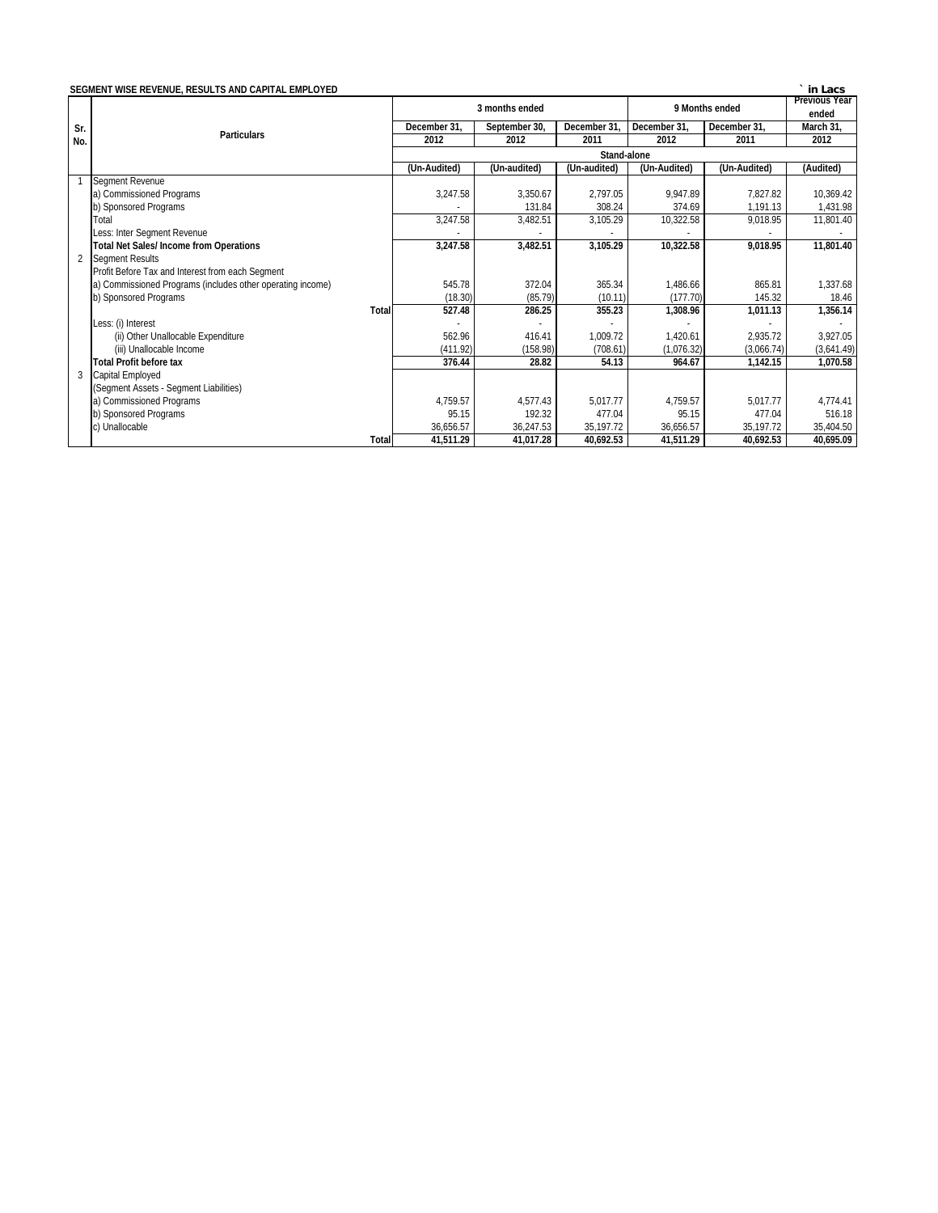**SEGMENT WISE REVENUE, RESULTS AND CAPITAL EMPLOYED**

` in Lacs

| Sr. No. | Particulars | 3 months ended | | | 9 Months ended | | Previous Year ended |
|---|---|---|---|---|---|---|---|
| | | December 31, 2012 | September 30, 2012 | December 31, 2011 | December 31, 2012 | December 31, 2011 | March 31, 2012 |
| | | Stand-alone | | | | | |
| | | (Un-Audited) | (Un-audited) | (Un-audited) | (Un-Audited) | (Un-Audited) | (Audited) |
| 1 | Segment Revenue | | | | | | |
| | a) Commissioned Programs | 3,247.58 | 3,350.67 | 2,797.05 | 9,947.89 | 7,827.82 | 10,369.42 |
| | b) Sponsored Programs | - | 131.84 | 308.24 | 374.69 | 1,191.13 | 1,431.98 |
| | Total | 3,247.58 | 3,482.51 | 3,105.29 | 10,322.58 | 9,018.95 | 11,801.40 |
| | Less: Inter Segment Revenue | - | - | - | - | - | - |
| | **Total Net Sales/ Income from Operations** | **3,247.58** | **3,482.51** | **3,105.29** | **10,322.58** | **9,018.95** | **11,801.40** |
| 2 | Segment Results | | | | | | |
| | Profit Before Tax and Interest from each Segment | | | | | | |
| | a) Commissioned Programs (includes other operating income) | 545.78 | 372.04 | 365.34 | 1,486.66 | 865.81 | 1,337.68 |
| | b) Sponsored Programs | (18.30) | (85.79) | (10.11) | (177.70) | 145.32 | 18.46 |
| | **Total** | **527.48** | **286.25** | **355.23** | **1,308.96** | **1,011.13** | **1,356.14** |
| | Less: (i) Interest | - | - | - | - | - | - |
| | (ii) Other Unallocable Expenditure | 562.96 | 416.41 | 1,009.72 | 1,420.61 | 2,935.72 | 3,927.05 |
| | (iii) Unallocable Income | (411.92) | (158.98) | (708.61) | (1,076.32) | (3,066.74) | (3,641.49) |
| | **Total Profit before tax** | **376.44** | **28.82** | **54.13** | **964.67** | **1,142.15** | **1,070.58** |
| 3 | Capital Employed | | | | | | |
| | (Segment Assets - Segment Liabilities) | | | | | | |
| | a) Commissioned Programs | 4,759.57 | 4,577.43 | 5,017.77 | 4,759.57 | 5,017.77 | 4,774.41 |
| | b) Sponsored Programs | 95.15 | 192.32 | 477.04 | 95.15 | 477.04 | 516.18 |
| | c) Unallocable | 36,656.57 | 36,247.53 | 35,197.72 | 36,656.57 | 35,197.72 | 35,404.50 |
| | **Total** | **41,511.29** | **41,017.28** | **40,692.53** | **41,511.29** | **40,692.53** | **40,695.09** |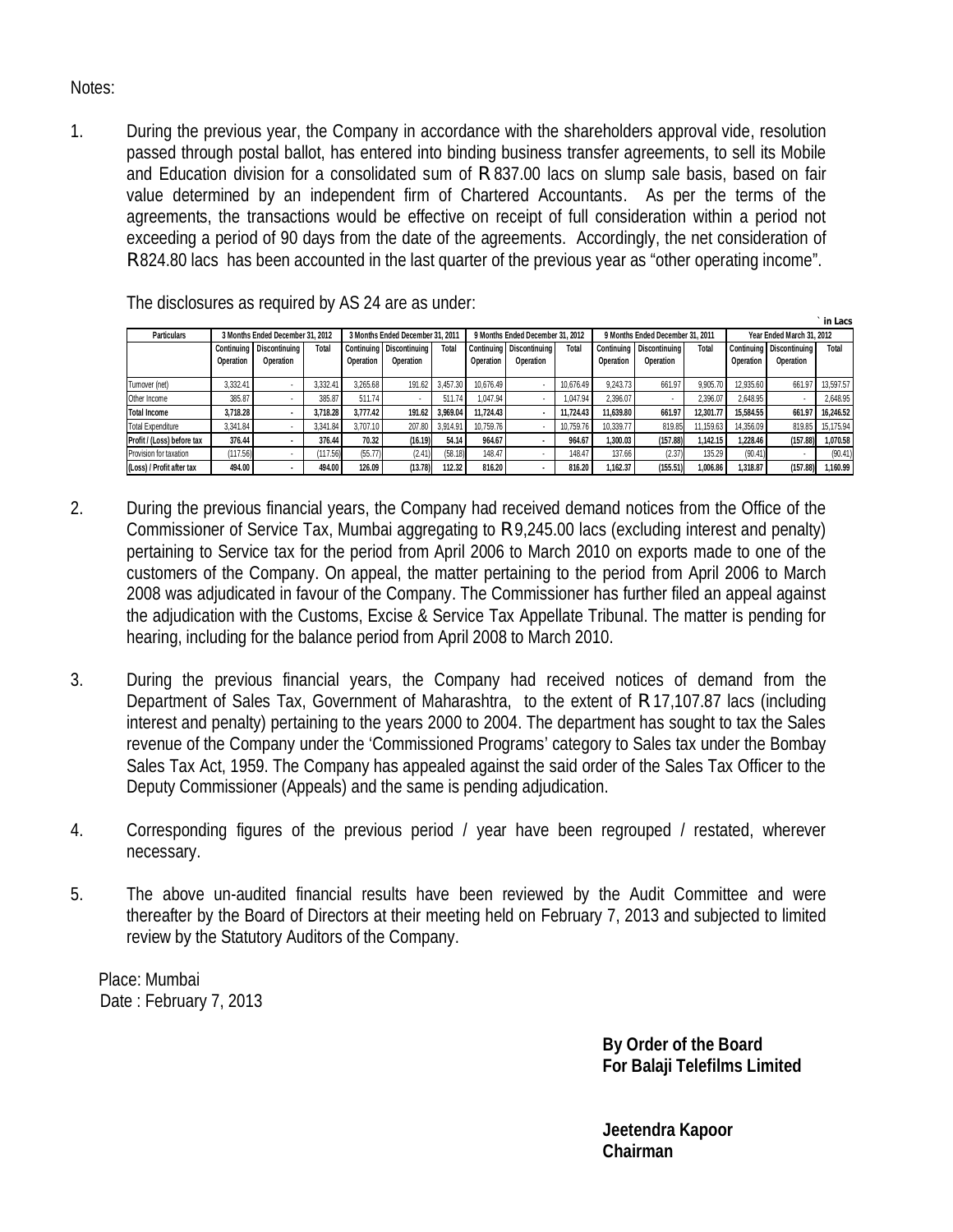Notes:

1. During the previous year, the Company in accordance with the shareholders approval vide, resolution passed through postal ballot, has entered into binding business transfer agreements, to sell its Mobile and Education division for a consolidated sum of R 837.00 lacs on slump sale basis, based on fair value determined by an independent firm of Chartered Accountants. As per the terms of the agreements, the transactions would be effective on receipt of full consideration within a period not exceeding a period of 90 days from the date of the agreements. Accordingly, the net consideration of R824.80 lacs has been accounted in the last quarter of the previous year as "other operating income".

The disclosures as required by AS 24 are as under:

` in Lacs

| Particulars | 3 Months Ended December 31, 2012 | | | 3 Months Ended December 31, 2011 | | | 9 Months Ended December 31, 2012 | | | 9 Months Ended December 31, 2011 | | | Year Ended March 31, 2012 | | |
|---|---|---|---|---|---|---|---|---|---|---|---|---|---|---|---|
| | Continuing Operation | Discontinuing Operation | Total | Continuing Operation | Discontinuing Operation | Total | Continuing Operation | Discontinuing Operation | Total | Continuing Operation | Discontinuing Operation | Total | Continuing Operation | Discontinuing Operation | Total |
| Turnover (net) | 3,332.41 | - | 3,332.41 | 3,265.68 | 191.62 | 3,457.30 | 10,676.49 | - | 10,676.49 | 9,243.73 | 661.97 | 9,905.70 | 12,935.60 | 661.97 | 13,597.57 |
| Other Income | 385.87 | - | 385.87 | 511.74 | - | 511.74 | 1,047.94 | - | 1,047.94 | 2,396.07 | - | 2,396.07 | 2,648.95 | - | 2,648.95 |
| **Total Income** | **3,718.28** | **-** | **3,718.28** | **3,777.42** | **191.62** | **3,969.04** | **11,724.43** | **-** | **11,724.43** | **11,639.80** | **661.97** | **12,301.77** | **15,584.55** | **661.97** | **16,246.52** |
| Total Expenditure | 3,341.84 | - | 3,341.84 | 3,707.10 | 207.80 | 3,914.91 | 10,759.76 | - | 10,759.76 | 10,339.77 | 819.85 | 11,159.63 | 14,356.09 | 819.85 | 15,175.94 |
| **Profit / (Loss) before tax** | **376.44** | **-** | **376.44** | **70.32** | **(16.19)** | **54.14** | **964.67** | **-** | **964.67** | **1,300.03** | **(157.88)** | **1,142.15** | **1,228.46** | **(157.88)** | **1,070.58** |
| Provision for taxation | (117.56) | - | (117.56) | (55.77) | (2.41) | (58.18) | 148.47 | - | 148.47 | 137.66 | (2.37) | 135.29 | (90.41) | - | (90.41) |
| **(Loss) / Profit after tax** | **494.00** | **-** | **494.00** | **126.09** | **(13.78)** | **112.32** | **816.20** | **-** | **816.20** | **1,162.37** | **(155.51)** | **1,006.86** | **1,318.87** | **(157.88)** | **1,160.99** |

2. During the previous financial years, the Company had received demand notices from the Office of the Commissioner of Service Tax, Mumbai aggregating to R9,245.00 lacs (excluding interest and penalty) pertaining to Service tax for the period from April 2006 to March 2010 on exports made to one of the customers of the Company. On appeal, the matter pertaining to the period from April 2006 to March 2008 was adjudicated in favour of the Company. The Commissioner has further filed an appeal against the adjudication with the Customs, Excise & Service Tax Appellate Tribunal. The matter is pending for hearing, including for the balance period from April 2008 to March 2010.

3. During the previous financial years, the Company had received notices of demand from the Department of Sales Tax, Government of Maharashtra, to the extent of R 17,107.87 lacs (including interest and penalty) pertaining to the years 2000 to 2004. The department has sought to tax the Sales revenue of the Company under the 'Commissioned Programs' category to Sales tax under the Bombay Sales Tax Act, 1959. The Company has appealed against the said order of the Sales Tax Officer to the Deputy Commissioner (Appeals) and the same is pending adjudication.

4. Corresponding figures of the previous period / year have been regrouped / restated, wherever necessary.

5. The above un-audited financial results have been reviewed by the Audit Committee and were thereafter by the Board of Directors at their meeting held on February 7, 2013 and subjected to limited review by the Statutory Auditors of the Company.

Place: Mumbai
Date : February 7, 2013

**By Order of the Board**
**For Balaji Telefilms Limited**

**Jeetendra Kapoor**
**Chairman**